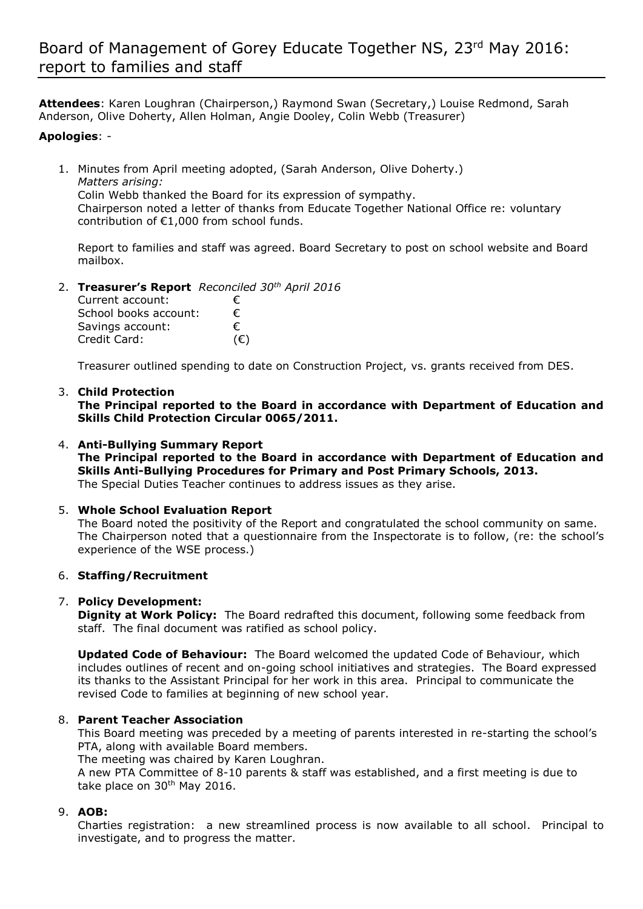# Board of Management of Gorey Educate Together NS, 23rd May 2016: report to families and staff

**Attendees**: Karen Loughran (Chairperson,) Raymond Swan (Secretary,) Louise Redmond, Sarah Anderson, Olive Doherty, Allen Holman, Angie Dooley, Colin Webb (Treasurer)

**Apologies**: -

1. Minutes from April meeting adopted, (Sarah Anderson, Olive Doherty.)
   *Matters arising:*
   Colin Webb thanked the Board for its expression of sympathy.
   Chairperson noted a letter of thanks from Educate Together National Office re: voluntary contribution of €1,000 from school funds.

   Report to families and staff was agreed. Board Secretary to post on school website and Board mailbox.

2. **Treasurer's Report** *Reconciled 30th April 2016*

   | | |
   |---|---|
   | Current account: | € |
   | School books account: | € |
   | Savings account: | € |
   | Credit Card: | (€) |

   Treasurer outlined spending to date on Construction Project, vs. grants received from DES.

3. **Child Protection**
   **The Principal reported to the Board in accordance with Department of Education and Skills Child Protection Circular 0065/2011.**

4. **Anti-Bullying Summary Report**
   **The Principal reported to the Board in accordance with Department of Education and Skills Anti-Bullying Procedures for Primary and Post Primary Schools, 2013.**
   The Special Duties Teacher continues to address issues as they arise.

5. **Whole School Evaluation Report**
   The Board noted the positivity of the Report and congratulated the school community on same. The Chairperson noted that a questionnaire from the Inspectorate is to follow, (re: the school's experience of the WSE process.)

6. **Staffing/Recruitment**

7. **Policy Development:**
   **Dignity at Work Policy:** The Board redrafted this document, following some feedback from staff. The final document was ratified as school policy.

   **Updated Code of Behaviour:** The Board welcomed the updated Code of Behaviour, which includes outlines of recent and on-going school initiatives and strategies. The Board expressed its thanks to the Assistant Principal for her work in this area. Principal to communicate the revised Code to families at beginning of new school year.

8. **Parent Teacher Association**
   This Board meeting was preceded by a meeting of parents interested in re-starting the school's PTA, along with available Board members.
   The meeting was chaired by Karen Loughran.
   A new PTA Committee of 8-10 parents & staff was established, and a first meeting is due to take place on 30th May 2016.

9. **AOB:**
   Charties registration: a new streamlined process is now available to all school. Principal to investigate, and to progress the matter.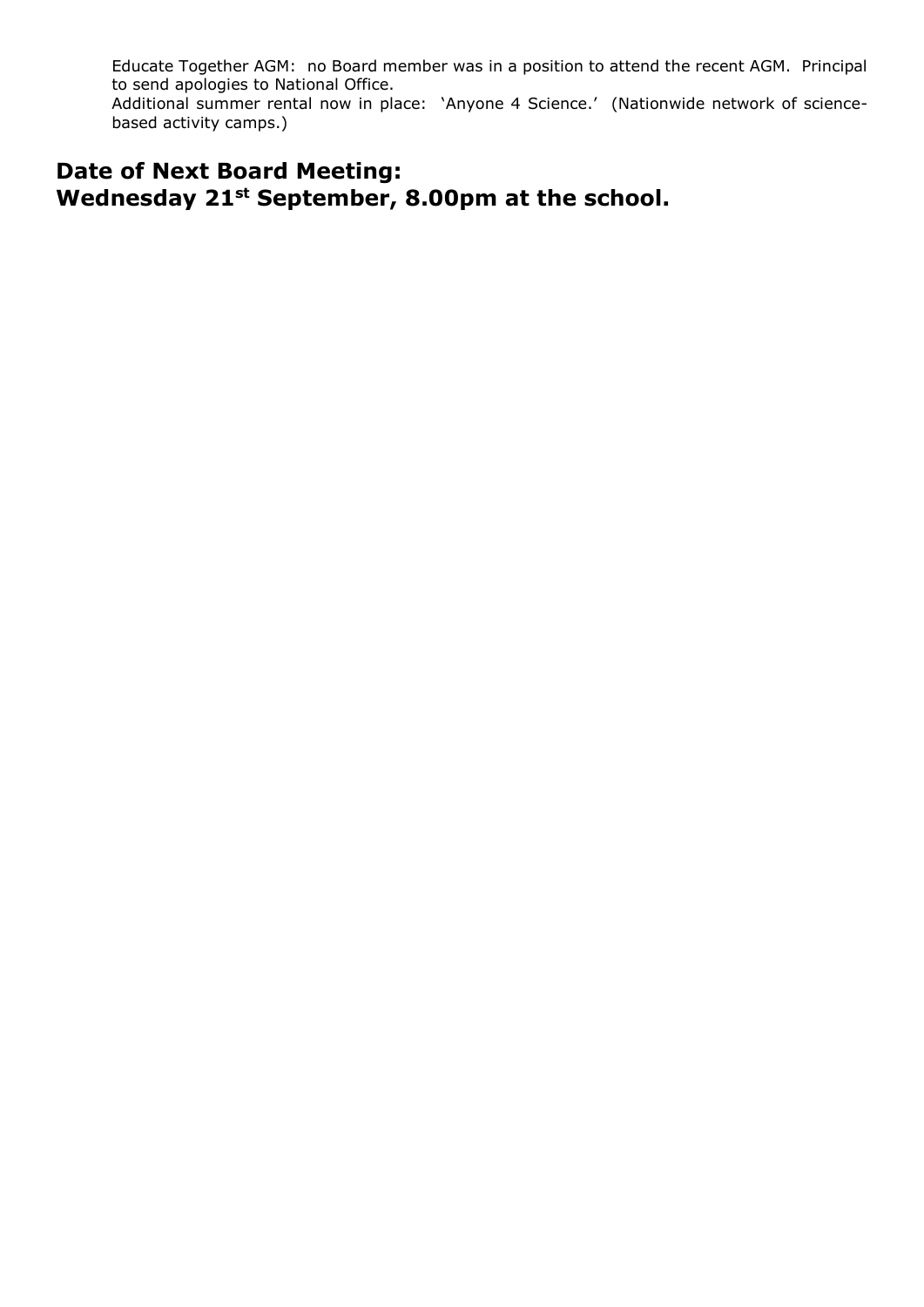Educate Together AGM: no Board member was in a position to attend the recent AGM. Principal to send apologies to National Office.

Additional summer rental now in place: 'Anyone 4 Science.' (Nationwide network of science-based activity camps.)

## Date of Next Board Meeting:
## Wednesday 21st September, 8.00pm at the school.